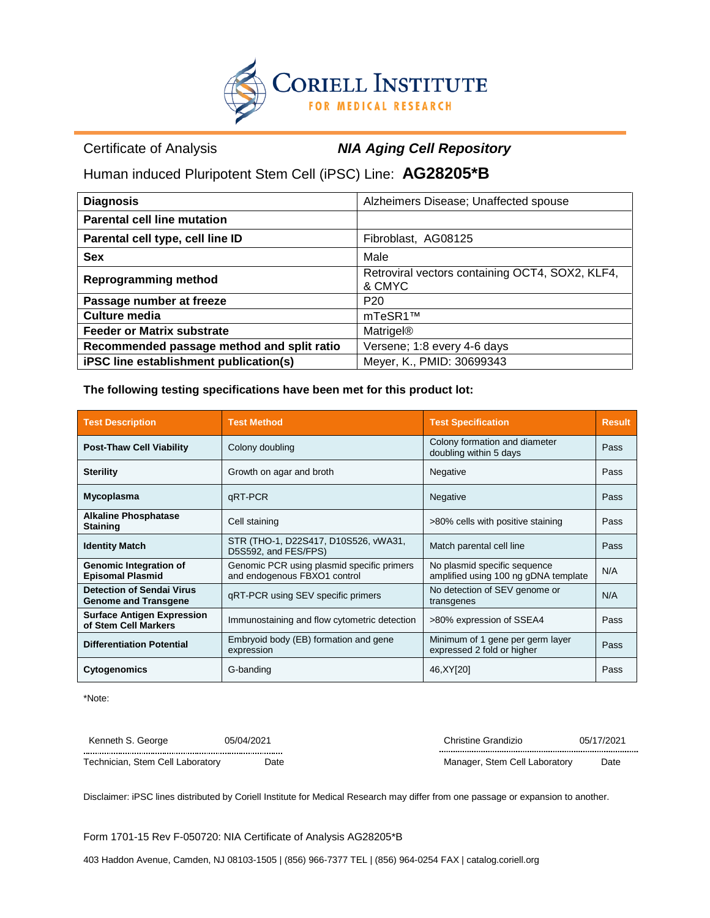# CORIELL INSTITUTE FOR MEDICAL RESEARCH

Certificate of Analysis — ***NIA Aging Cell Repository***

## Human induced Pluripotent Stem Cell (iPSC) Line: **AG28205*B**

| | |
|---|---|
| **Diagnosis** | Alzheimers Disease; Unaffected spouse |
| **Parental cell line mutation** | |
| **Parental cell type, cell line ID** | Fibroblast, AG08125 |
| **Sex** | Male |
| **Reprogramming method** | Retroviral vectors containing OCT4, SOX2, KLF4, & CMYC |
| **Passage number at freeze** | P20 |
| **Culture media** | mTeSR1™ |
| **Feeder or Matrix substrate** | Matrigel® |
| **Recommended passage method and split ratio** | Versene; 1:8 every 4-6 days |
| **iPSC line establishment publication(s)** | Meyer, K., PMID: 30699343 |

**The following testing specifications have been met for this product lot:**

| Test Description | Test Method | Test Specification | Result |
|---|---|---|---|
| **Post-Thaw Cell Viability** | Colony doubling | Colony formation and diameter doubling within 5 days | Pass |
| **Sterility** | Growth on agar and broth | Negative | Pass |
| **Mycoplasma** | qRT-PCR | Negative | Pass |
| **Alkaline Phosphatase Staining** | Cell staining | >80% cells with positive staining | Pass |
| **Identity Match** | STR (THO-1, D22S417, D10S526, vWA31, D5S592, and FES/FPS) | Match parental cell line | Pass |
| **Genomic Integration of Episomal Plasmid** | Genomic PCR using plasmid specific primers and endogenous FBXO1 control | No plasmid specific sequence amplified using 100 ng gDNA template | N/A |
| **Detection of Sendai Virus Genome and Transgene** | qRT-PCR using SEV specific primers | No detection of SEV genome or transgenes | N/A |
| **Surface Antigen Expression of Stem Cell Markers** | Immunostaining and flow cytometric detection | >80% expression of SSEA4 | Pass |
| **Differentiation Potential** | Embryoid body (EB) formation and gene expression | Minimum of 1 gene per germ layer expressed 2 fold or higher | Pass |
| **Cytogenomics** | G-banding | 46,XY[20] | Pass |

*Note:

| | | | |
|---|---|---|---|
| Kenneth S. George | 05/04/2021 | Christine Grandizio | 05/17/2021 |
| Technician, Stem Cell Laboratory | Date | Manager, Stem Cell Laboratory | Date |

Disclaimer: iPSC lines distributed by Coriell Institute for Medical Research may differ from one passage or expansion to another.

Form 1701-15 Rev F-050720: NIA Certificate of Analysis AG28205*B

403 Haddon Avenue, Camden, NJ 08103-1505 | (856) 966-7377 TEL | (856) 964-0254 FAX | catalog.coriell.org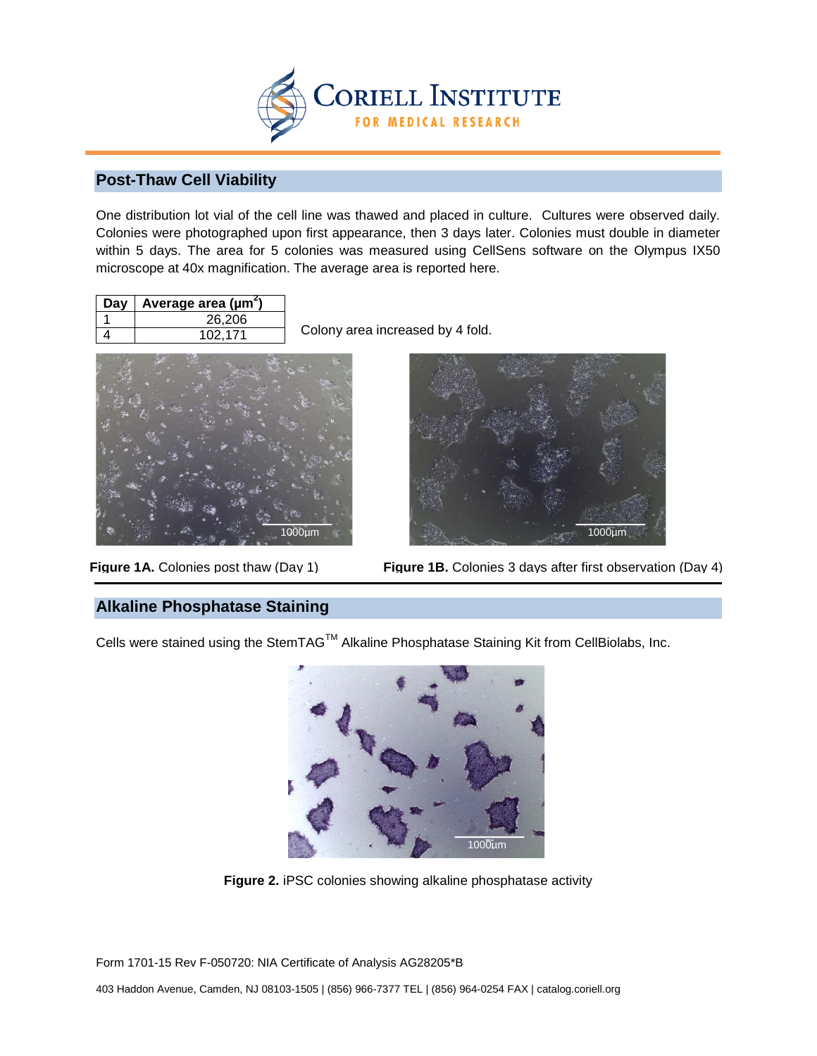## Post-Thaw Cell Viability

One distribution lot vial of the cell line was thawed and placed in culture. Cultures were observed daily. Colonies were photographed upon first appearance, then 3 days later. Colonies must double in diameter within 5 days. The area for 5 colonies was measured using CellSens software on the Olympus IX50 microscope at 40x magnification. The average area is reported here.

| Day | Average area ($\mu m^2$) |
|---|---|
| 1 | 26,206 |
| 4 | 102,171 |

Colony area increased by 4 fold.

**Figure 1A.** Colonies post thaw (Day 1)

**Figure 1B.** Colonies 3 days after first observation (Day 4)

## Alkaline Phosphatase Staining

Cells were stained using the StemTAG™ Alkaline Phosphatase Staining Kit from CellBiolabs, Inc.

**Figure 2.** iPSC colonies showing alkaline phosphatase activity

Form 1701-15 Rev F-050720: NIA Certificate of Analysis AG28205*B

403 Haddon Avenue, Camden, NJ 08103-1505 | (856) 966-7377 TEL | (856) 964-0254 FAX | catalog.coriell.org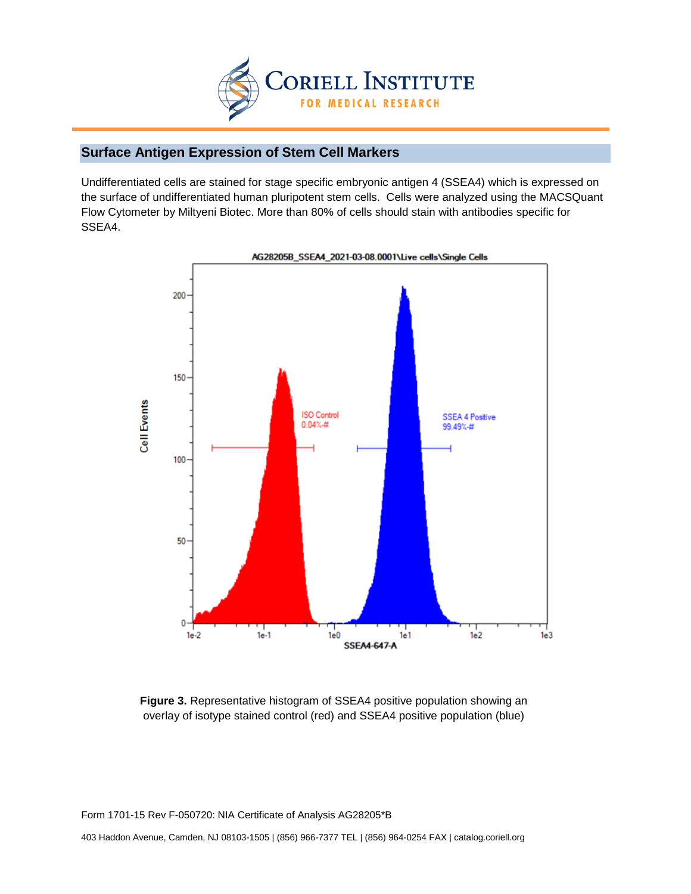## Surface Antigen Expression of Stem Cell Markers

Undifferentiated cells are stained for stage specific embryonic antigen 4 (SSEA4) which is expressed on the surface of undifferentiated human pluripotent stem cells. Cells were analyzed using the MACSQuant Flow Cytometer by Miltyeni Biotec. More than 80% of cells should stain with antibodies specific for SSEA4.

**Figure 3.** Representative histogram of SSEA4 positive population showing an overlay of isotype stained control (red) and SSEA4 positive population (blue)

Form 1701-15 Rev F-050720: NIA Certificate of Analysis AG28205*B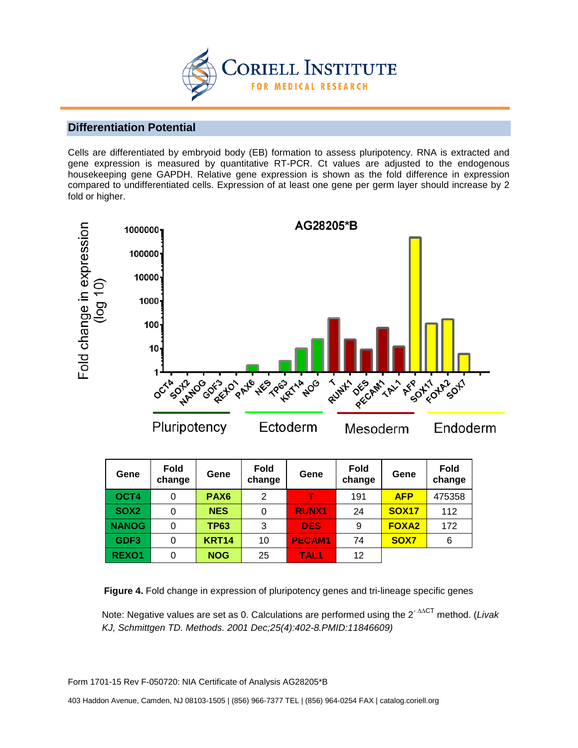## Differentiation Potential

Cells are differentiated by embryoid body (EB) formation to assess pluripotency. RNA is extracted and gene expression is measured by quantitative RT-PCR. Ct values are adjusted to the endogenous housekeeping gene GAPDH. Relative gene expression is shown as the fold difference in expression compared to undifferentiated cells. Expression of at least one gene per germ layer should increase by 2 fold or higher.

| Gene | Fold change | Gene | Fold change | Gene | Fold change | Gene | Fold change |
|---|---|---|---|---|---|---|---|
| **OCT4** | 0 | **PAX6** | 2 | **T** | 191 | **AFP** | 475358 |
| **SOX2** | 0 | **NES** | 0 | **RUNX1** | 24 | **SOX17** | 112 |
| **NANOG** | 0 | **TP63** | 3 | **DES** | 9 | **FOXA2** | 172 |
| **GDF3** | 0 | **KRT14** | 10 | **PECAM1** | 74 | **SOX7** | 6 |
| **REXO1** | 0 | **NOG** | 25 | **TAL1** | 12 | | |

**Figure 4.** Fold change in expression of pluripotency genes and tri-lineage specific genes

Note: Negative values are set as 0. Calculations are performed using the $2^{-\Delta\Delta CT}$ method. (*Livak KJ, Schmittgen TD. Methods. 2001 Dec;25(4):402-8.PMID:11846609)*

Form 1701-15 Rev F-050720: NIA Certificate of Analysis AG28205*B

403 Haddon Avenue, Camden, NJ 08103-1505 | (856) 966-7377 TEL | (856) 964-0254 FAX | catalog.coriell.org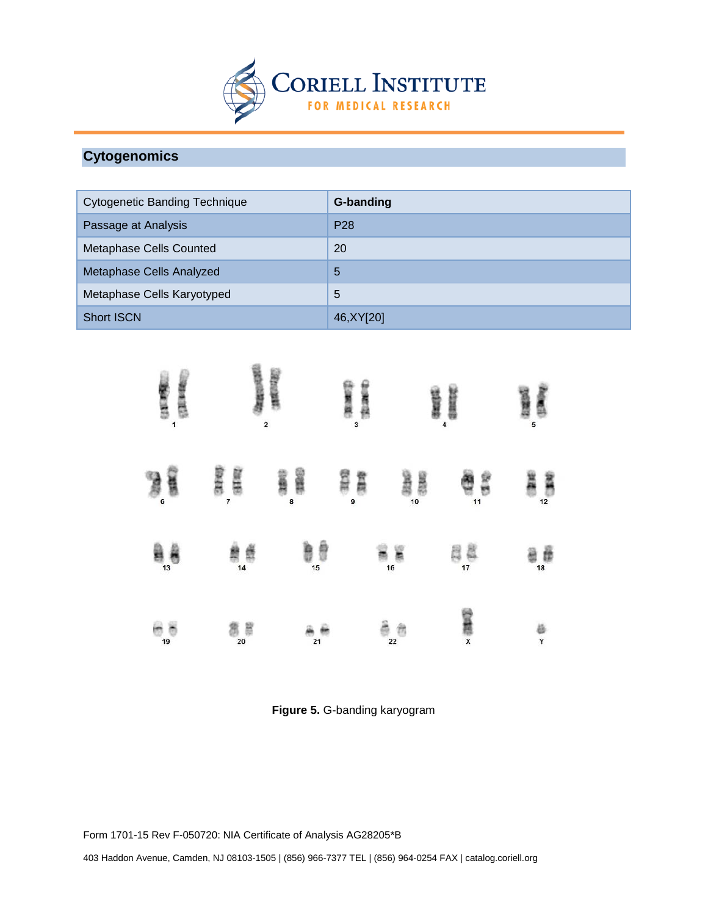## Cytogenomics

| | |
|---|---|
| Cytogenetic Banding Technique | **G-banding** |
| Passage at Analysis | P28 |
| Metaphase Cells Counted | 20 |
| Metaphase Cells Analyzed | 5 |
| Metaphase Cells Karyotyped | 5 |
| Short ISCN | 46,XY[20] |

1 2 3 4 5

6 7 8 9 10 11 12

13 14 15 16 17 18

19 20 21 22 X Y

**Figure 5.** G-banding karyogram

Form 1701-15 Rev F-050720: NIA Certificate of Analysis AG28205*B

403 Haddon Avenue, Camden, NJ 08103-1505 | (856) 966-7377 TEL | (856) 964-0254 FAX | catalog.coriell.org